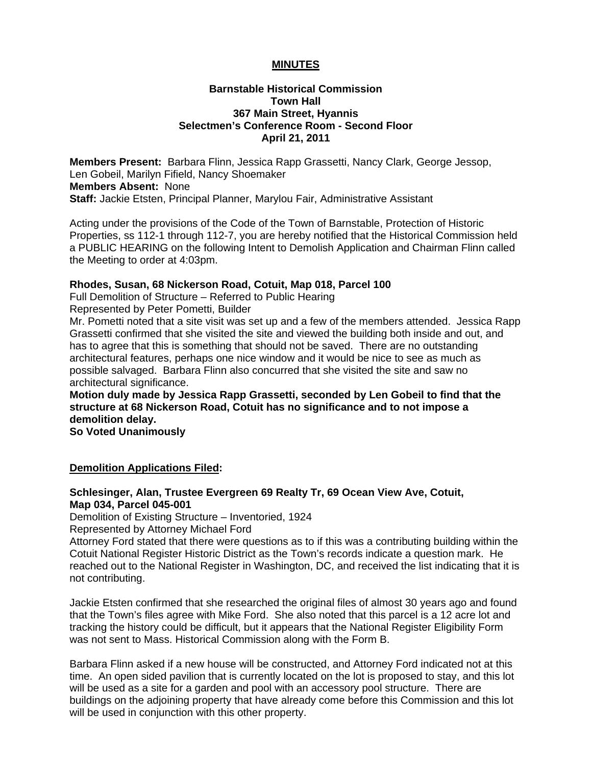# MINUTES

**Barnstable Historical Commission**
**Town Hall**
**367 Main Street, Hyannis**
**Selectmen's Conference Room - Second Floor**
**April 21, 2011**

**Members Present:** Barbara Flinn, Jessica Rapp Grassetti, Nancy Clark, George Jessop, Len Gobeil, Marilyn Fifield, Nancy Shoemaker
**Members Absent:** None
**Staff:** Jackie Etsten, Principal Planner, Marylou Fair, Administrative Assistant

Acting under the provisions of the Code of the Town of Barnstable, Protection of Historic Properties, ss 112-1 through 112-7, you are hereby notified that the Historical Commission held a PUBLIC HEARING on the following Intent to Demolish Application and Chairman Flinn called the Meeting to order at 4:03pm.

**Rhodes, Susan, 68 Nickerson Road, Cotuit, Map 018, Parcel 100**
Full Demolition of Structure – Referred to Public Hearing
Represented by Peter Pometti, Builder
Mr. Pometti noted that a site visit was set up and a few of the members attended. Jessica Rapp Grassetti confirmed that she visited the site and viewed the building both inside and out, and has to agree that this is something that should not be saved. There are no outstanding architectural features, perhaps one nice window and it would be nice to see as much as possible salvaged. Barbara Flinn also concurred that she visited the site and saw no architectural significance.
**Motion duly made by Jessica Rapp Grassetti, seconded by Len Gobeil to find that the structure at 68 Nickerson Road, Cotuit has no significance and to not impose a demolition delay.**
**So Voted Unanimously**

**Demolition Applications Filed:**

**Schlesinger, Alan, Trustee Evergreen 69 Realty Tr, 69 Ocean View Ave, Cotuit, Map 034, Parcel 045-001**
Demolition of Existing Structure – Inventoried, 1924
Represented by Attorney Michael Ford
Attorney Ford stated that there were questions as to if this was a contributing building within the Cotuit National Register Historic District as the Town's records indicate a question mark. He reached out to the National Register in Washington, DC, and received the list indicating that it is not contributing.

Jackie Etsten confirmed that she researched the original files of almost 30 years ago and found that the Town's files agree with Mike Ford. She also noted that this parcel is a 12 acre lot and tracking the history could be difficult, but it appears that the National Register Eligibility Form was not sent to Mass. Historical Commission along with the Form B.

Barbara Flinn asked if a new house will be constructed, and Attorney Ford indicated not at this time. An open sided pavilion that is currently located on the lot is proposed to stay, and this lot will be used as a site for a garden and pool with an accessory pool structure. There are buildings on the adjoining property that have already come before this Commission and this lot will be used in conjunction with this other property.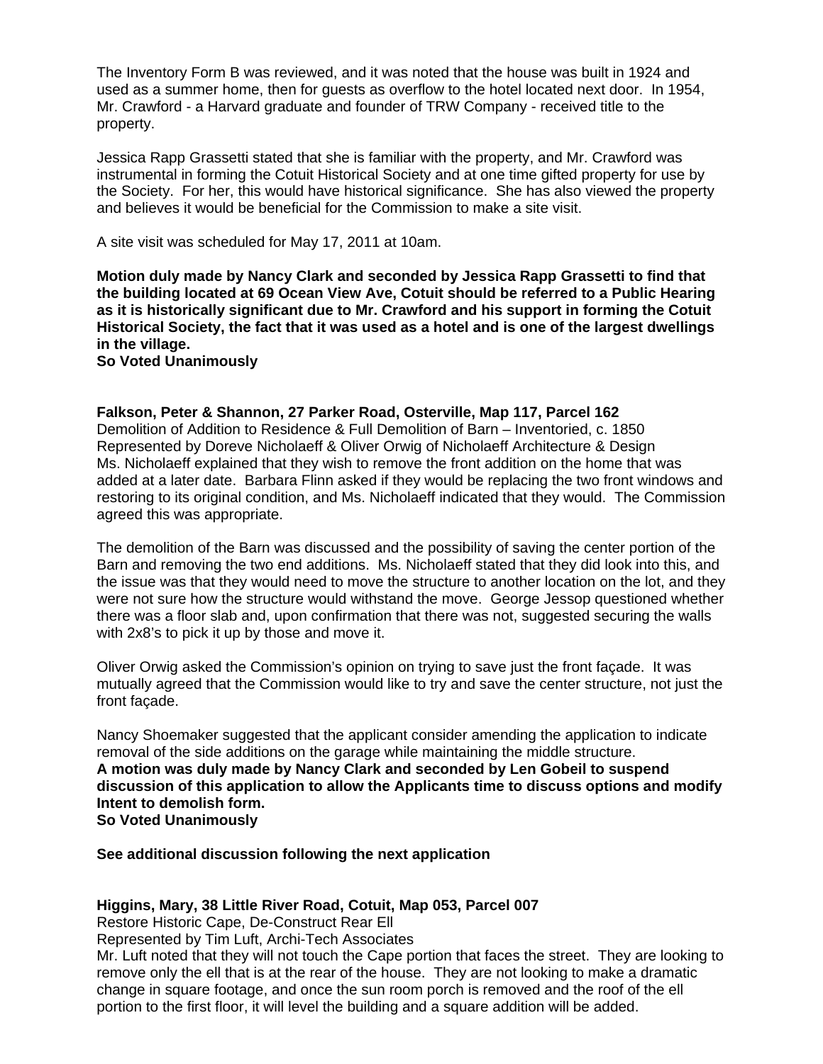The Inventory Form B was reviewed, and it was noted that the house was built in 1924 and used as a summer home, then for guests as overflow to the hotel located next door. In 1954, Mr. Crawford - a Harvard graduate and founder of TRW Company - received title to the property.

Jessica Rapp Grassetti stated that she is familiar with the property, and Mr. Crawford was instrumental in forming the Cotuit Historical Society and at one time gifted property for use by the Society. For her, this would have historical significance. She has also viewed the property and believes it would be beneficial for the Commission to make a site visit.

A site visit was scheduled for May 17, 2011 at 10am.

**Motion duly made by Nancy Clark and seconded by Jessica Rapp Grassetti to find that the building located at 69 Ocean View Ave, Cotuit should be referred to a Public Hearing as it is historically significant due to Mr. Crawford and his support in forming the Cotuit Historical Society, the fact that it was used as a hotel and is one of the largest dwellings in the village.**
**So Voted Unanimously**

**Falkson, Peter & Shannon, 27 Parker Road, Osterville, Map 117, Parcel 162**
Demolition of Addition to Residence & Full Demolition of Barn – Inventoried, c. 1850
Represented by Doreve Nicholaeff & Oliver Orwig of Nicholaeff Architecture & Design
Ms. Nicholaeff explained that they wish to remove the front addition on the home that was added at a later date. Barbara Flinn asked if they would be replacing the two front windows and restoring to its original condition, and Ms. Nicholaeff indicated that they would. The Commission agreed this was appropriate.

The demolition of the Barn was discussed and the possibility of saving the center portion of the Barn and removing the two end additions. Ms. Nicholaeff stated that they did look into this, and the issue was that they would need to move the structure to another location on the lot, and they were not sure how the structure would withstand the move. George Jessop questioned whether there was a floor slab and, upon confirmation that there was not, suggested securing the walls with 2x8's to pick it up by those and move it.

Oliver Orwig asked the Commission's opinion on trying to save just the front façade. It was mutually agreed that the Commission would like to try and save the center structure, not just the front façade.

Nancy Shoemaker suggested that the applicant consider amending the application to indicate removal of the side additions on the garage while maintaining the middle structure.
**A motion was duly made by Nancy Clark and seconded by Len Gobeil to suspend discussion of this application to allow the Applicants time to discuss options and modify Intent to demolish form.**
**So Voted Unanimously**

**See additional discussion following the next application**

**Higgins, Mary, 38 Little River Road, Cotuit, Map 053, Parcel 007**
Restore Historic Cape, De-Construct Rear Ell
Represented by Tim Luft, Archi-Tech Associates
Mr. Luft noted that they will not touch the Cape portion that faces the street. They are looking to remove only the ell that is at the rear of the house. They are not looking to make a dramatic change in square footage, and once the sun room porch is removed and the roof of the ell portion to the first floor, it will level the building and a square addition will be added.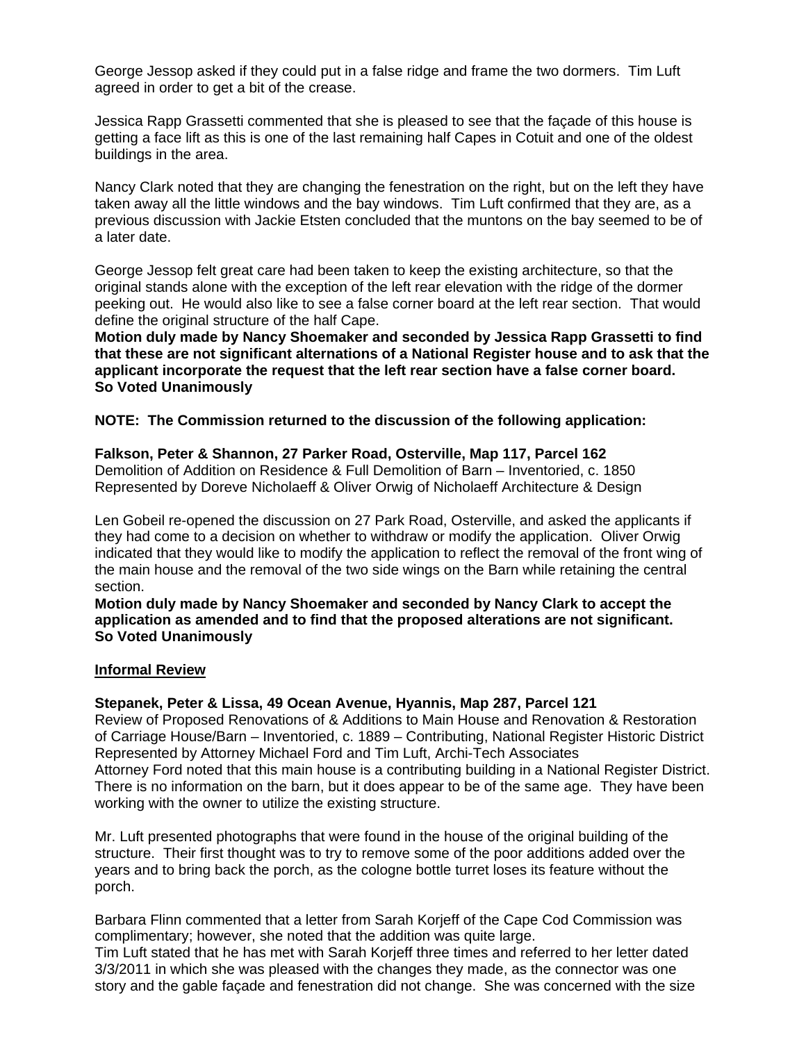George Jessop asked if they could put in a false ridge and frame the two dormers. Tim Luft agreed in order to get a bit of the crease.

Jessica Rapp Grassetti commented that she is pleased to see that the façade of this house is getting a face lift as this is one of the last remaining half Capes in Cotuit and one of the oldest buildings in the area.

Nancy Clark noted that they are changing the fenestration on the right, but on the left they have taken away all the little windows and the bay windows. Tim Luft confirmed that they are, as a previous discussion with Jackie Etsten concluded that the muntons on the bay seemed to be of a later date.

George Jessop felt great care had been taken to keep the existing architecture, so that the original stands alone with the exception of the left rear elevation with the ridge of the dormer peeking out. He would also like to see a false corner board at the left rear section. That would define the original structure of the half Cape.

**Motion duly made by Nancy Shoemaker and seconded by Jessica Rapp Grassetti to find that these are not significant alternations of a National Register house and to ask that the applicant incorporate the request that the left rear section have a false corner board.**
**So Voted Unanimously**

**NOTE: The Commission returned to the discussion of the following application:**

**Falkson, Peter & Shannon, 27 Parker Road, Osterville, Map 117, Parcel 162**
Demolition of Addition on Residence & Full Demolition of Barn – Inventoried, c. 1850
Represented by Doreve Nicholaeff & Oliver Orwig of Nicholaeff Architecture & Design

Len Gobeil re-opened the discussion on 27 Park Road, Osterville, and asked the applicants if they had come to a decision on whether to withdraw or modify the application. Oliver Orwig indicated that they would like to modify the application to reflect the removal of the front wing of the main house and the removal of the two side wings on the Barn while retaining the central section.

**Motion duly made by Nancy Shoemaker and seconded by Nancy Clark to accept the application as amended and to find that the proposed alterations are not significant.**
**So Voted Unanimously**

## <u>Informal Review</u>

**Stepanek, Peter & Lissa, 49 Ocean Avenue, Hyannis, Map 287, Parcel 121**
Review of Proposed Renovations of & Additions to Main House and Renovation & Restoration of Carriage House/Barn – Inventoried, c. 1889 – Contributing, National Register Historic District
Represented by Attorney Michael Ford and Tim Luft, Archi-Tech Associates
Attorney Ford noted that this main house is a contributing building in a National Register District. There is no information on the barn, but it does appear to be of the same age. They have been working with the owner to utilize the existing structure.

Mr. Luft presented photographs that were found in the house of the original building of the structure. Their first thought was to try to remove some of the poor additions added over the years and to bring back the porch, as the cologne bottle turret loses its feature without the porch.

Barbara Flinn commented that a letter from Sarah Korjeff of the Cape Cod Commission was complimentary; however, she noted that the addition was quite large.
Tim Luft stated that he has met with Sarah Korjeff three times and referred to her letter dated 3/3/2011 in which she was pleased with the changes they made, as the connector was one story and the gable façade and fenestration did not change. She was concerned with the size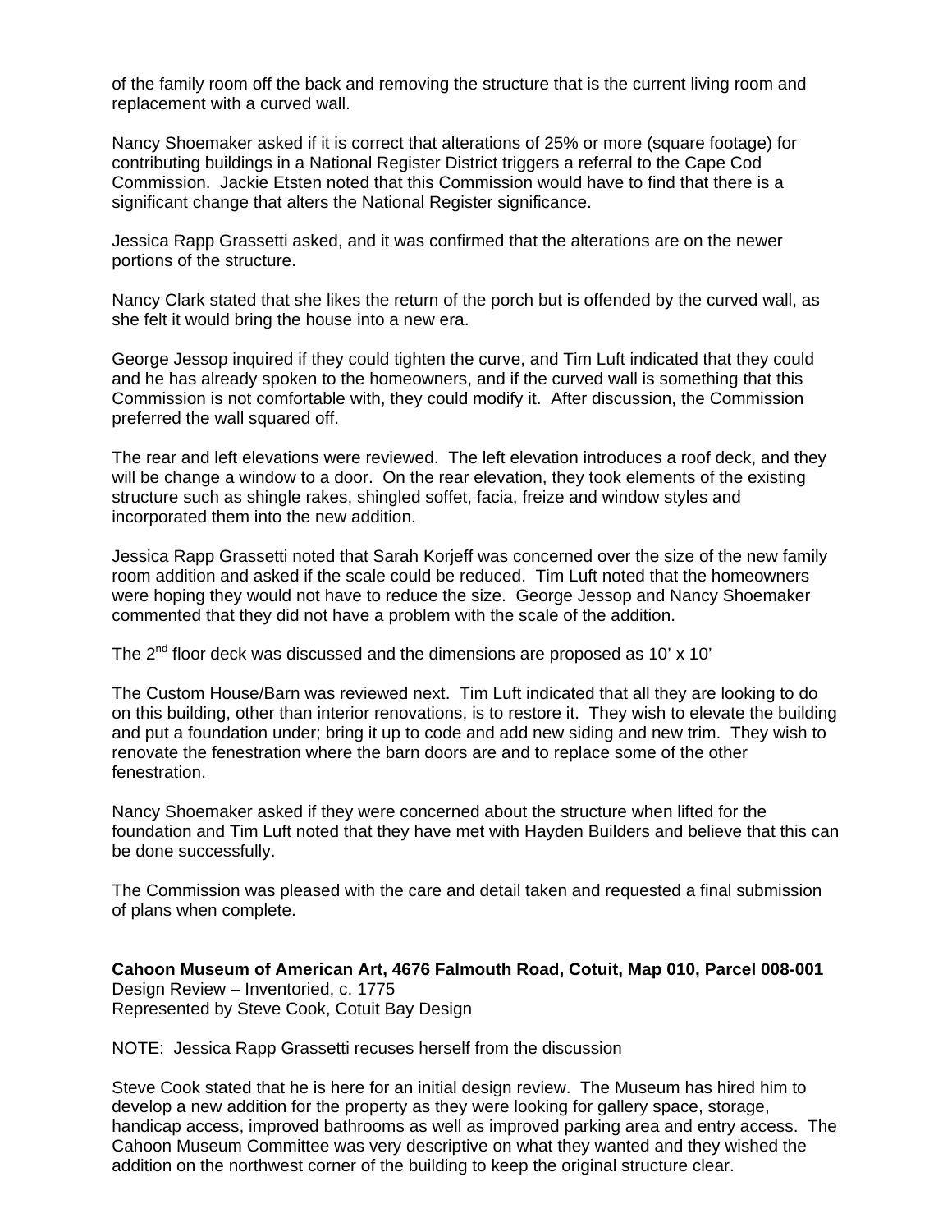of the family room off the back and removing the structure that is the current living room and replacement with a curved wall.

Nancy Shoemaker asked if it is correct that alterations of 25% or more (square footage) for contributing buildings in a National Register District triggers a referral to the Cape Cod Commission. Jackie Etsten noted that this Commission would have to find that there is a significant change that alters the National Register significance.

Jessica Rapp Grassetti asked, and it was confirmed that the alterations are on the newer portions of the structure.

Nancy Clark stated that she likes the return of the porch but is offended by the curved wall, as she felt it would bring the house into a new era.

George Jessop inquired if they could tighten the curve, and Tim Luft indicated that they could and he has already spoken to the homeowners, and if the curved wall is something that this Commission is not comfortable with, they could modify it. After discussion, the Commission preferred the wall squared off.

The rear and left elevations were reviewed. The left elevation introduces a roof deck, and they will be change a window to a door. On the rear elevation, they took elements of the existing structure such as shingle rakes, shingled soffet, facia, freize and window styles and incorporated them into the new addition.

Jessica Rapp Grassetti noted that Sarah Korjeff was concerned over the size of the new family room addition and asked if the scale could be reduced. Tim Luft noted that the homeowners were hoping they would not have to reduce the size. George Jessop and Nancy Shoemaker commented that they did not have a problem with the scale of the addition.

The 2nd floor deck was discussed and the dimensions are proposed as 10' x 10'

The Custom House/Barn was reviewed next. Tim Luft indicated that all they are looking to do on this building, other than interior renovations, is to restore it. They wish to elevate the building and put a foundation under; bring it up to code and add new siding and new trim. They wish to renovate the fenestration where the barn doors are and to replace some of the other fenestration.

Nancy Shoemaker asked if they were concerned about the structure when lifted for the foundation and Tim Luft noted that they have met with Hayden Builders and believe that this can be done successfully.

The Commission was pleased with the care and detail taken and requested a final submission of plans when complete.

**Cahoon Museum of American Art, 4676 Falmouth Road, Cotuit, Map 010, Parcel 008-001**
Design Review – Inventoried, c. 1775
Represented by Steve Cook, Cotuit Bay Design

NOTE: Jessica Rapp Grassetti recuses herself from the discussion

Steve Cook stated that he is here for an initial design review. The Museum has hired him to develop a new addition for the property as they were looking for gallery space, storage, handicap access, improved bathrooms as well as improved parking area and entry access. The Cahoon Museum Committee was very descriptive on what they wanted and they wished the addition on the northwest corner of the building to keep the original structure clear.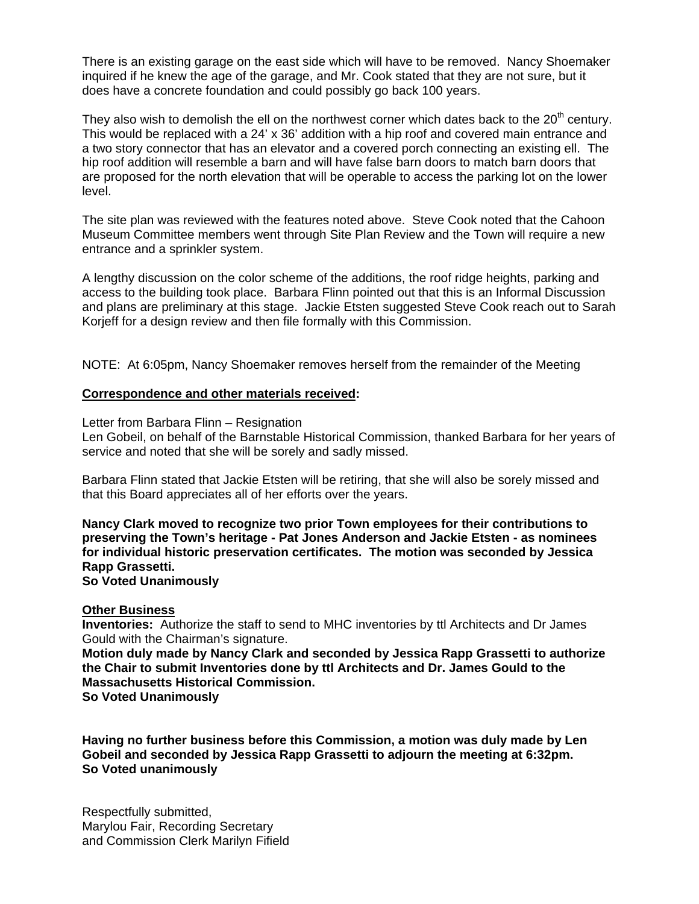There is an existing garage on the east side which will have to be removed. Nancy Shoemaker inquired if he knew the age of the garage, and Mr. Cook stated that they are not sure, but it does have a concrete foundation and could possibly go back 100 years.

They also wish to demolish the ell on the northwest corner which dates back to the 20th century. This would be replaced with a 24' x 36' addition with a hip roof and covered main entrance and a two story connector that has an elevator and a covered porch connecting an existing ell. The hip roof addition will resemble a barn and will have false barn doors to match barn doors that are proposed for the north elevation that will be operable to access the parking lot on the lower level.

The site plan was reviewed with the features noted above. Steve Cook noted that the Cahoon Museum Committee members went through Site Plan Review and the Town will require a new entrance and a sprinkler system.

A lengthy discussion on the color scheme of the additions, the roof ridge heights, parking and access to the building took place. Barbara Flinn pointed out that this is an Informal Discussion and plans are preliminary at this stage. Jackie Etsten suggested Steve Cook reach out to Sarah Korjeff for a design review and then file formally with this Commission.

NOTE: At 6:05pm, Nancy Shoemaker removes herself from the remainder of the Meeting

**Correspondence and other materials received:**

Letter from Barbara Flinn – Resignation
Len Gobeil, on behalf of the Barnstable Historical Commission, thanked Barbara for her years of service and noted that she will be sorely and sadly missed.

Barbara Flinn stated that Jackie Etsten will be retiring, that she will also be sorely missed and that this Board appreciates all of her efforts over the years.

**Nancy Clark moved to recognize two prior Town employees for their contributions to preserving the Town's heritage - Pat Jones Anderson and Jackie Etsten - as nominees for individual historic preservation certificates. The motion was seconded by Jessica Rapp Grassetti.**
**So Voted Unanimously**

**Other Business**
**Inventories:** Authorize the staff to send to MHC inventories by ttl Architects and Dr James Gould with the Chairman's signature.
**Motion duly made by Nancy Clark and seconded by Jessica Rapp Grassetti to authorize the Chair to submit Inventories done by ttl Architects and Dr. James Gould to the Massachusetts Historical Commission.**
**So Voted Unanimously**

**Having no further business before this Commission, a motion was duly made by Len Gobeil and seconded by Jessica Rapp Grassetti to adjourn the meeting at 6:32pm.**
**So Voted unanimously**

Respectfully submitted,
Marylou Fair, Recording Secretary
and Commission Clerk Marilyn Fifield